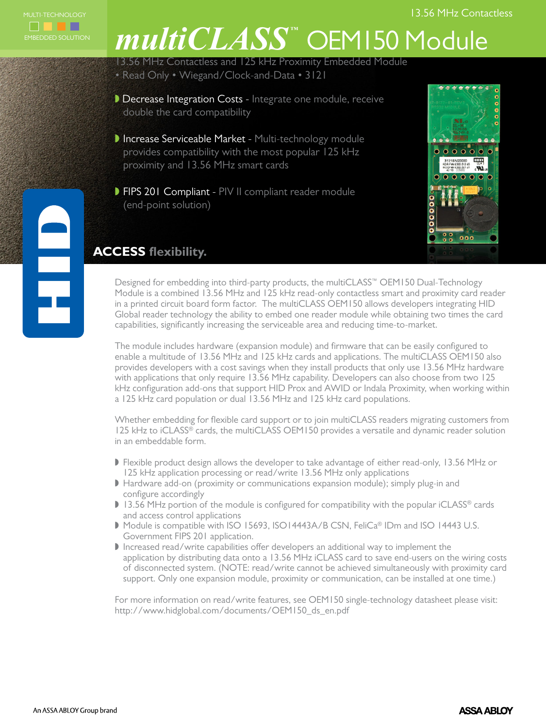MULTI-TECHNOLOGY

EMBEDDED SOLUTION

13.56 MHz Contactless

# multiCLASS™ OEM150 Module

13.56 MHz Contactless and 125 kHz Proximity Embedded Module
• Read Only • Wiegand/Clock-and-Data • 3121

- **Decrease Integration Costs** - Integrate one module, receive double the card compatibility
- **Increase Serviceable Market** - Multi-technology module provides compatibility with the most popular 125 kHz proximity and 13.56 MHz smart cards
- **FIPS 201 Compliant** - PIV II compliant reader module (end-point solution)

**ACCESS flexibility.**

Designed for embedding into third-party products, the multiCLASS™ OEM150 Dual-Technology Module is a combined 13.56 MHz and 125 kHz read-only contactless smart and proximity card reader in a printed circuit board form factor. The multiCLASS OEM150 allows developers integrating HID Global reader technology the ability to embed one reader module while obtaining two times the card capabilities, significantly increasing the serviceable area and reducing time-to-market.

The module includes hardware (expansion module) and firmware that can be easily configured to enable a multitude of 13.56 MHz and 125 kHz cards and applications. The multiCLASS OEM150 also provides developers with a cost savings when they install products that only use 13.56 MHz hardware with applications that only require 13.56 MHz capability. Developers can also choose from two 125 kHz configuration add-ons that support HID Prox and AWID or Indala Proximity, when working within a 125 kHz card population or dual 13.56 MHz and 125 kHz card populations.

Whether embedding for flexible card support or to join multiCLASS readers migrating customers from 125 kHz to iCLASS® cards, the multiCLASS OEM150 provides a versatile and dynamic reader solution in an embeddable form.

- Flexible product design allows the developer to take advantage of either read-only, 13.56 MHz or 125 kHz application processing or read/write 13.56 MHz only applications
- Hardware add-on (proximity or communications expansion module); simply plug-in and configure accordingly
- 13.56 MHz portion of the module is configured for compatibility with the popular iCLASS® cards and access control applications
- Module is compatible with ISO 15693, ISO14443A/B CSN, FeliCa® IDm and ISO 14443 U.S. Government FIPS 201 application.
- Increased read/write capabilities offer developers an additional way to implement the application by distributing data onto a 13.56 MHz iCLASS card to save end-users on the wiring costs of disconnected system. (NOTE: read/write cannot be achieved simultaneously with proximity card support. Only one expansion module, proximity or communication, can be installed at one time.)

For more information on read/write features, see OEM150 single-technology datasheet please visit: http://www.hidglobal.com/documents/OEM150_ds_en.pdf

An ASSA ABLOY Group brand

ASSA ABLOY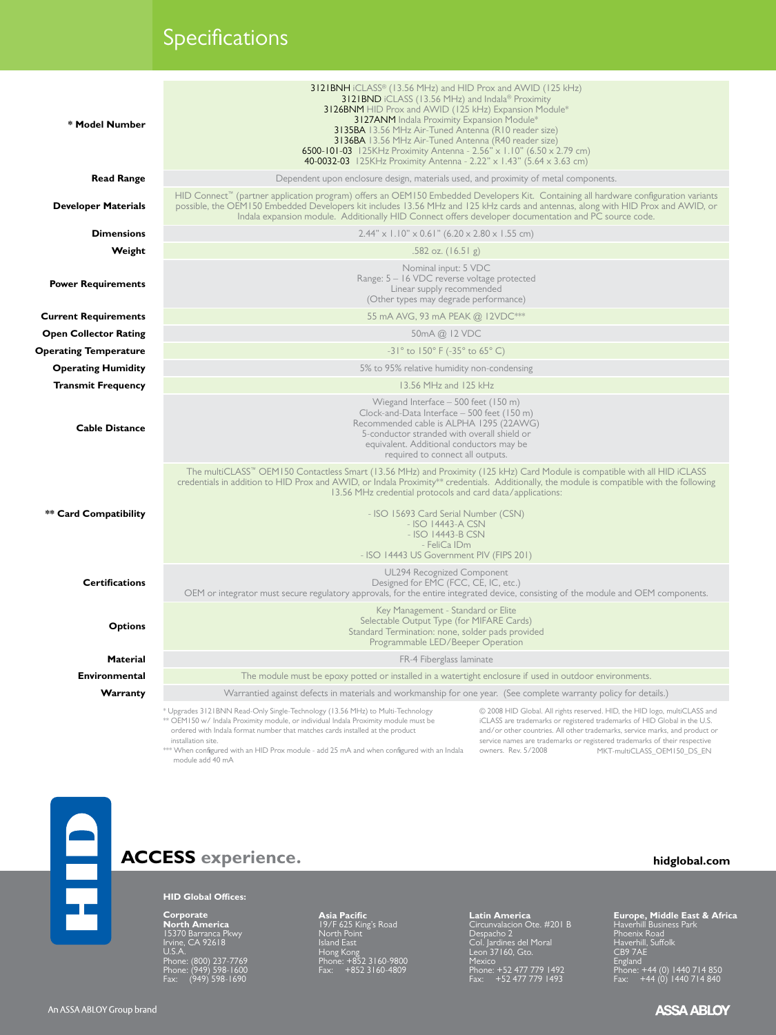# Specifications

| | |
|---|---|
| **\* Model Number** | **3121BNH** iCLASS® (13.56 MHz) and HID Prox and AWID (125 kHz)<br>**3121BND** iCLASS (13.56 MHz) and Indala® Proximity<br>**3126BNM** HID Prox and AWID (125 kHz) Expansion Module\*<br>**3127ANM** Indala Proximity Expansion Module\*<br>**3135BA** 13.56 MHz Air-Tuned Antenna (R10 reader size)<br>**3136BA** 13.56 MHz Air-Tuned Antenna (R40 reader size)<br>**6500-101-03** 125KHz Proximity Antenna - 2.56" x 1.10" (6.50 x 2.79 cm)<br>**40-0032-03** 125KHz Proximity Antenna - 2.22" x 1.43" (5.64 x 3.63 cm) |
| **Read Range** | Dependent upon enclosure design, materials used, and proximity of metal components. |
| **Developer Materials** | HID Connect™ (partner application program) offers an OEM150 Embedded Developers Kit. Containing all hardware configuration variants possible, the OEM150 Embedded Developers kit includes 13.56 MHz and 125 kHz cards and antennas, along with HID Prox and AWID, or Indala expansion module. Additionally HID Connect offers developer documentation and PC source code. |
| **Dimensions** | 2.44" x 1.10" x 0.61" (6.20 x 2.80 x 1.55 cm) |
| **Weight** | .582 oz. (16.51 g) |
| **Power Requirements** | Nominal input: 5 VDC<br>Range: 5 – 16 VDC reverse voltage protected<br>Linear supply recommended<br>(Other types may degrade performance) |
| **Current Requirements** | 55 mA AVG, 93 mA PEAK @ 12VDC\*\*\* |
| **Open Collector Rating** | 50mA @ 12 VDC |
| **Operating Temperature** | -31° to 150° F (-35° to 65° C) |
| **Operating Humidity** | 5% to 95% relative humidity non-condensing |
| **Transmit Frequency** | 13.56 MHz and 125 kHz |
| **Cable Distance** | Wiegand Interface – 500 feet (150 m)<br>Clock-and-Data Interface – 500 feet (150 m)<br>Recommended cable is ALPHA 1295 (22AWG)<br>5-conductor stranded with overall shield or equivalent. Additional conductors may be required to connect all outputs. |
| **\*\* Card Compatibility** | The multiCLASS™ OEM150 Contactless Smart (13.56 MHz) and Proximity (125 kHz) Card Module is compatible with all HID iCLASS credentials in addition to HID Prox and AWID, or Indala Proximity\*\* credentials. Additionally, the module is compatible with the following 13.56 MHz credential protocols and card data/applications:<br><br>- ISO 15693 Card Serial Number (CSN)<br>- ISO 14443-A CSN<br>- ISO 14443-B CSN<br>- FeliCa IDm<br>- ISO 14443 US Government PIV (FIPS 201) |
| **Certifications** | UL294 Recognized Component<br>Designed for EMC (FCC, CE, IC, etc.)<br>OEM or integrator must secure regulatory approvals, for the entire integrated device, consisting of the module and OEM components. |
| **Options** | Key Management - Standard or Elite<br>Selectable Output Type (for MIFARE Cards)<br>Standard Termination: none, solder pads provided<br>Programmable LED/Beeper Operation |
| **Material** | FR-4 Fiberglass laminate |
| **Environmental** | The module must be epoxy potted or installed in a watertight enclosure if used in outdoor environments. |
| **Warranty** | Warrantied against defects in materials and workmanship for one year. (See complete warranty policy for details.) |

\* Upgrades 3121BNN Read-Only Single-Technology (13.56 MHz) to Multi-Technology
\*\* OEM150 w/ Indala Proximity module, or individual Indala Proximity module must be ordered with Indala format number that matches cards installed at the product installation site.
\*\*\* When configured with an HID Prox module - add 25 mA and when configured with an Indala module add 40 mA

© 2008 HID Global. All rights reserved. HID, the HID logo, multiCLASS and iCLASS are trademarks or registered trademarks of HID Global in the U.S. and/or other countries. All other trademarks, service marks, and product or service names are trademarks or registered trademarks of their respective owners. Rev. 5/2008 MKT-multiCLASS_OEM150_DS_EN

**ACCESS experience.**

**hidglobal.com**

**HID Global Offices:**

**Corporate**
**North America**
15370 Barranca Pkwy
Irvine, CA 92618
U.S.A.
Phone: (800) 237-7769
Phone: (949) 598-1600
Fax: (949) 598-1690

**Asia Pacific**
19/F 625 King's Road
North Point
Island East
Hong Kong
Phone: +852 3160-9800
Fax: +852 3160-4809

**Latin America**
Circunvalacion Ote. #201 B
Despacho 2
Col. Jardines del Moral
Leon 37160, Gto.
Mexico
Phone: +52 477 779 1492
Fax: +52 477 779 1493

**Europe, Middle East & Africa**
Haverhill Business Park
Phoenix Road
Haverhill, Suffolk
CB9 7AE
England
Phone: +44 (0) 1440 714 850
Fax: +44 (0) 1440 714 840

An ASSA ABLOY Group brand

ASSA ABLOY